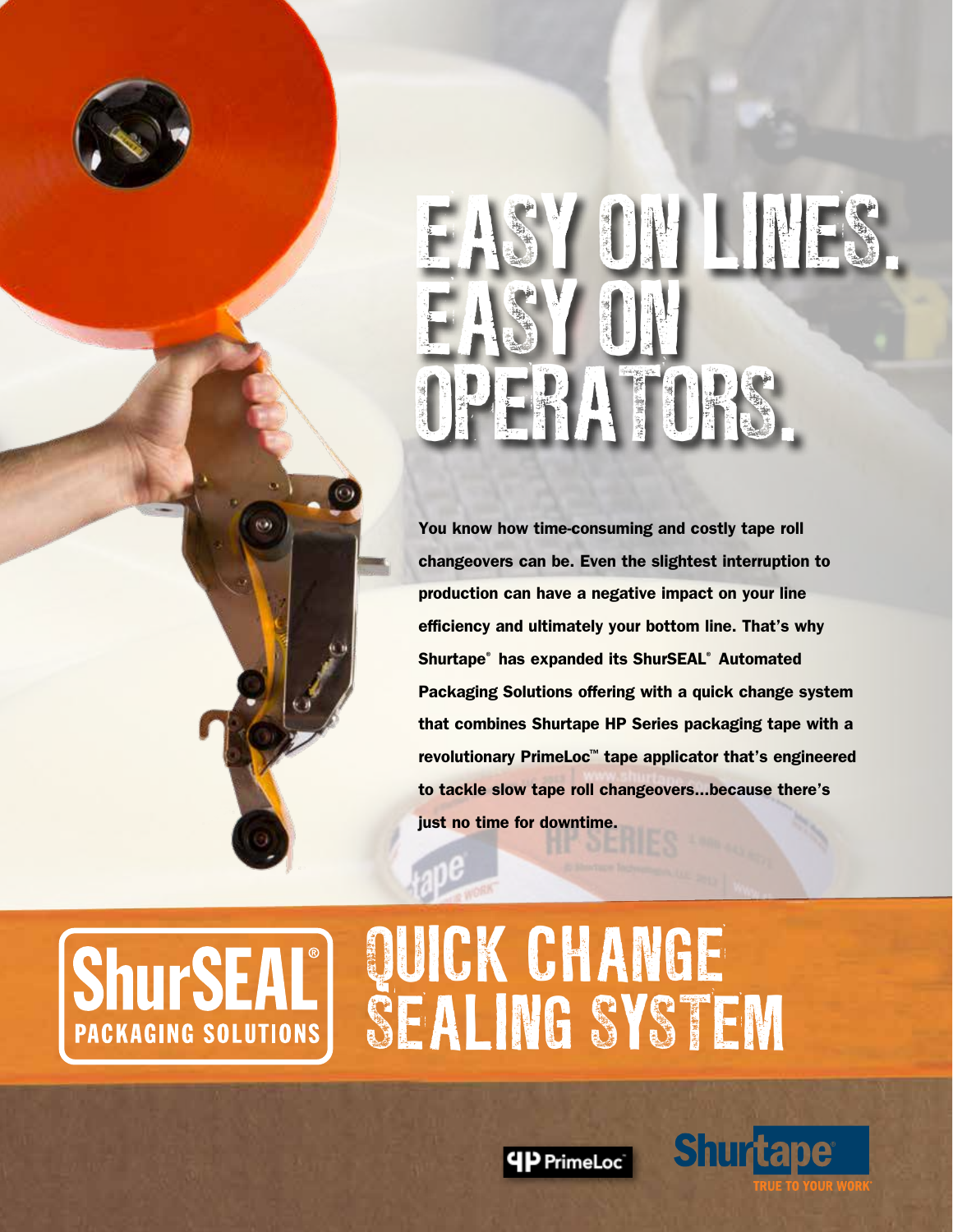# EASY ON LINES. EASY ON OPERATORS.

**You know how time-consuming and costly tape roll changeovers can be. Even the slightest interruption to production can have a negative impact on your line efficiency and ultimately your bottom line. That's why Shurtape® has expanded its ShurSEAL® Automated Packaging Solutions offering with a quick change system that combines Shurtape HP Series packaging tape with a revolutionary PrimeLoc™ tape applicator that's engineered to tackle slow tape roll changeovers…because there's just no time for downtime.**

ShurSEAL® PACKAGING SOLUTIONS

# QUICK CHANGE SEALING SYSTEM

PrimeLoc™

Shurtape® TRUE TO YOUR WORK™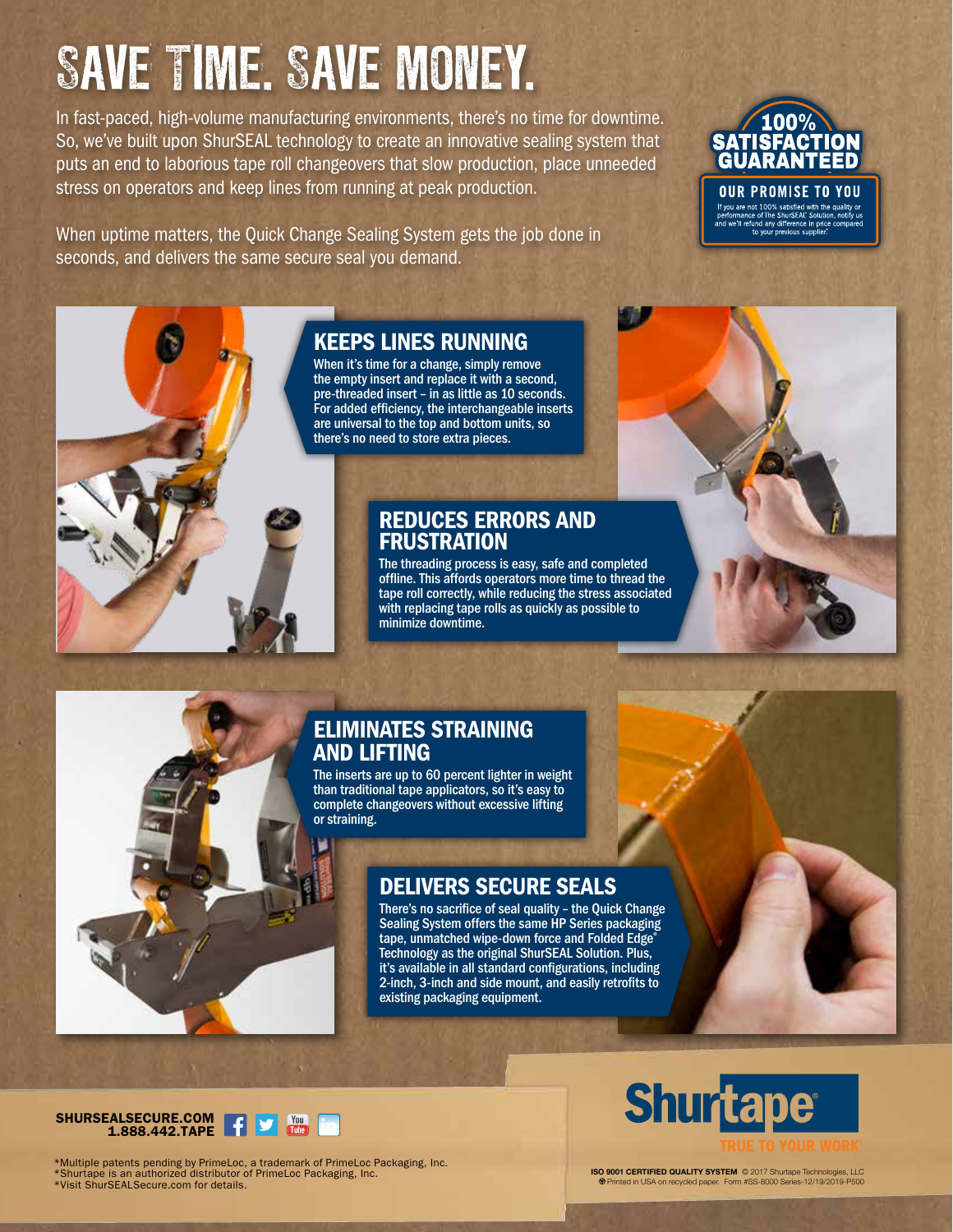# SAVE TIME. SAVE MONEY.

In fast-paced, high-volume manufacturing environments, there's no time for downtime. So, we've built upon ShurSEAL technology to create an innovative sealing system that puts an end to laborious tape roll changeovers that slow production, place unneeded stress on operators and keep lines from running at peak production.

When uptime matters, the Quick Change Sealing System gets the job done in seconds, and delivers the same secure seal you demand.

**100% SATISFACTION GUARANTEED**

**OUR PROMISE TO YOU**

If you are not 100% satisfied with the quality or performance of the ShurSEAL Solution, notify us and we'll refund any difference in price compared to your previous supplier.*

## KEEPS LINES RUNNING

When it's time for a change, simply remove the empty insert and replace it with a second, pre-threaded insert – in as little as 10 seconds. For added efficiency, the interchangeable inserts are universal to the top and bottom units, so there's no need to store extra pieces.

## REDUCES ERRORS AND FRUSTRATION

The threading process is easy, safe and completed offline. This affords operators more time to thread the tape roll correctly, while reducing the stress associated with replacing tape rolls as quickly as possible to minimize downtime.

## ELIMINATES STRAINING AND LIFTING

The inserts are up to 60 percent lighter in weight than traditional tape applicators, so it's easy to complete changeovers without excessive lifting or straining.

## DELIVERS SECURE SEALS

There's no sacrifice of seal quality – the Quick Change Sealing System offers the same HP Series packaging tape, unmatched wipe-down force and Folded Edge® Technology as the original ShurSEAL Solution. Plus, it's available in all standard configurations, including 2-inch, 3-inch and side mount, and easily retrofits to existing packaging equipment.

**SHURSEALSECURE.COM**
**1.888.442.TAPE**

Shurtape® TRUE TO YOUR WORK®

*Multiple patents pending by PrimeLoc, a trademark of PrimeLoc Packaging, Inc.
*Shurtape is an authorized distributor of PrimeLoc Packaging, Inc.
*Visit ShurSEALSecure.com for details.

**ISO 9001 CERTIFIED QUALITY SYSTEM** © 2017 Shurtape Technologies, LLC
Printed in USA on recycled paper. Form #SS-8000 Series-12/19/2019-P500